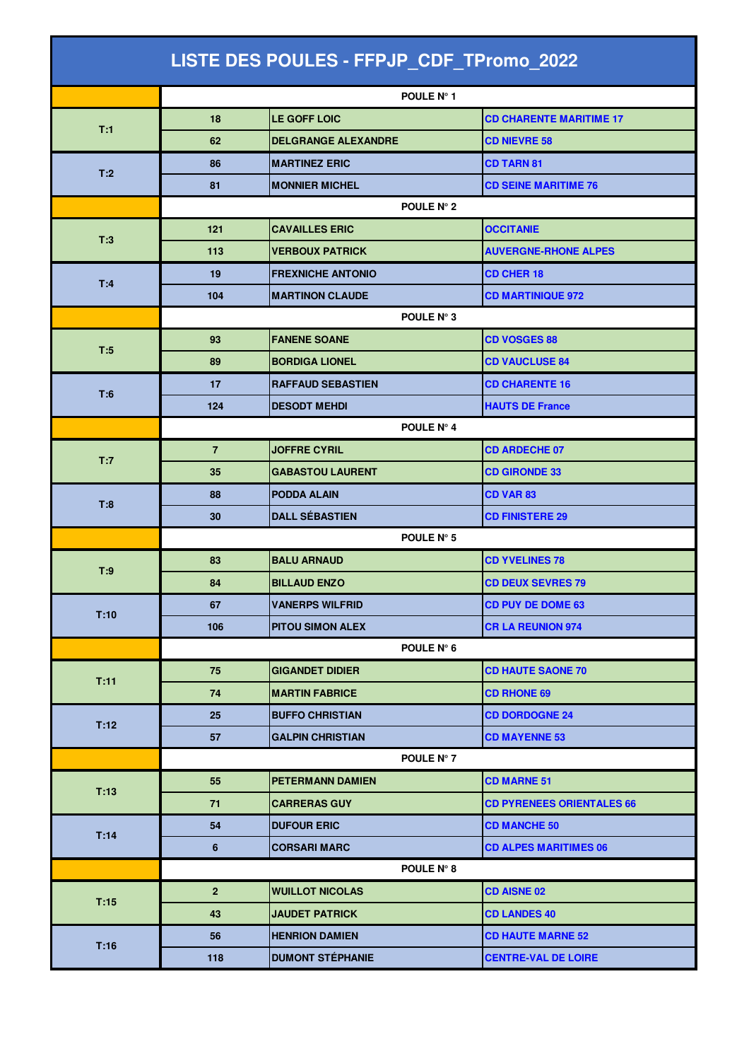# LISTE DES POULES - FFPJP_CDF_TPromo_2022

| | | | |
|---|---|---|---|
| | **POULE N° 1** | | |
| T:1 | 18 | LE GOFF LOIC | CD CHARENTE MARITIME 17 |
| | 62 | DELGRANGE ALEXANDRE | CD NIEVRE 58 |
| T:2 | 86 | MARTINEZ ERIC | CD TARN 81 |
| | 81 | MONNIER MICHEL | CD SEINE MARITIME 76 |
| | **POULE N° 2** | | |
| T:3 | 121 | CAVAILLES ERIC | OCCITANIE |
| | 113 | VERBOUX PATRICK | AUVERGNE-RHONE ALPES |
| T:4 | 19 | FREXNICHE ANTONIO | CD CHER 18 |
| | 104 | MARTINON CLAUDE | CD MARTINIQUE 972 |
| | **POULE N° 3** | | |
| T:5 | 93 | FANENE SOANE | CD VOSGES 88 |
| | 89 | BORDIGA LIONEL | CD VAUCLUSE 84 |
| T:6 | 17 | RAFFAUD SEBASTIEN | CD CHARENTE 16 |
| | 124 | DESODT MEHDI | HAUTS DE France |
| | **POULE N° 4** | | |
| T:7 | 7 | JOFFRE CYRIL | CD ARDECHE 07 |
| | 35 | GABASTOU LAURENT | CD GIRONDE 33 |
| T:8 | 88 | PODDA ALAIN | CD VAR 83 |
| | 30 | DALL SÉBASTIEN | CD FINISTERE 29 |
| | **POULE N° 5** | | |
| T:9 | 83 | BALU ARNAUD | CD YVELINES 78 |
| | 84 | BILLAUD ENZO | CD DEUX SEVRES 79 |
| T:10 | 67 | VANERPS WILFRID | CD PUY DE DOME 63 |
| | 106 | PITOU SIMON ALEX | CR LA REUNION 974 |
| | **POULE N° 6** | | |
| T:11 | 75 | GIGANDET DIDIER | CD HAUTE SAONE 70 |
| | 74 | MARTIN FABRICE | CD RHONE 69 |
| T:12 | 25 | BUFFO CHRISTIAN | CD DORDOGNE 24 |
| | 57 | GALPIN CHRISTIAN | CD MAYENNE 53 |
| | **POULE N° 7** | | |
| T:13 | 55 | PETERMANN DAMIEN | CD MARNE 51 |
| | 71 | CARRERAS GUY | CD PYRENEES ORIENTALES 66 |
| T:14 | 54 | DUFOUR ERIC | CD MANCHE 50 |
| | 6 | CORSARI MARC | CD ALPES MARITIMES 06 |
| | **POULE N° 8** | | |
| T:15 | 2 | WUILLOT NICOLAS | CD AISNE 02 |
| | 43 | JAUDET PATRICK | CD LANDES 40 |
| T:16 | 56 | HENRION DAMIEN | CD HAUTE MARNE 52 |
| | 118 | DUMONT STÉPHANIE | CENTRE-VAL DE LOIRE |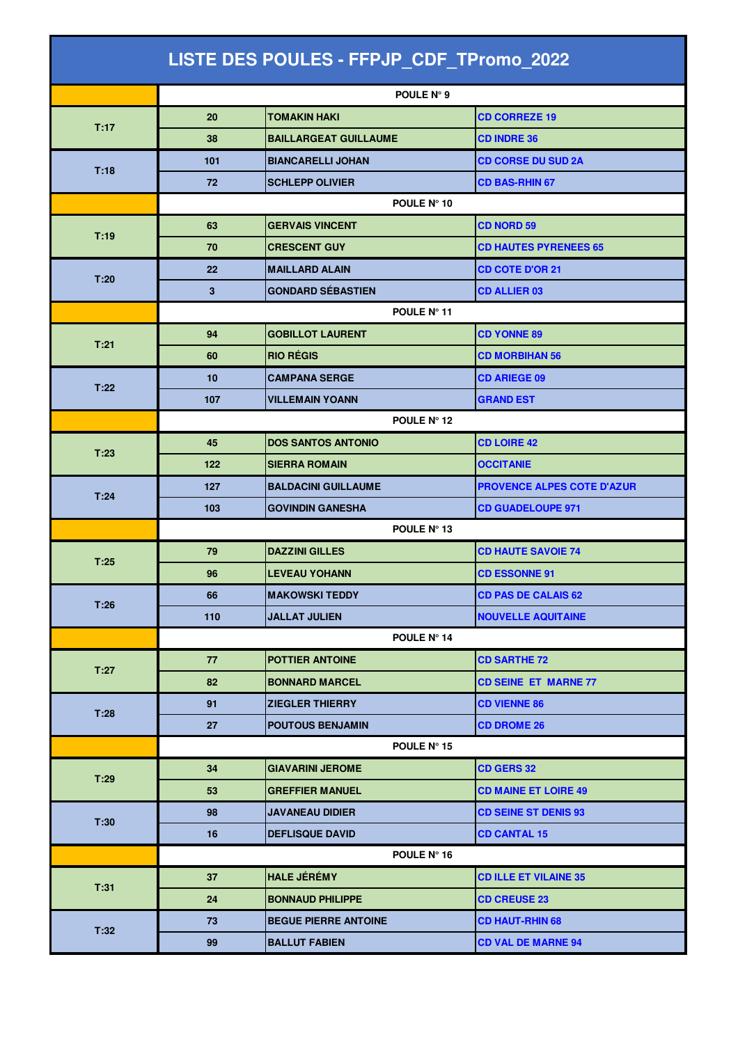# LISTE DES POULES - FFPJP_CDF_TPromo_2022

| | | | |
|---|---|---|---|
| | POULE N° 9 | | |
| T:17 | 20 | TOMAKIN HAKI | CD CORREZE 19 |
| | 38 | BAILLARGEAT GUILLAUME | CD INDRE 36 |
| T:18 | 101 | BIANCARELLI JOHAN | CD CORSE DU SUD 2A |
| | 72 | SCHLEPP OLIVIER | CD BAS-RHIN 67 |
| | POULE N° 10 | | |
| T:19 | 63 | GERVAIS VINCENT | CD NORD 59 |
| | 70 | CRESCENT GUY | CD HAUTES PYRENEES 65 |
| T:20 | 22 | MAILLARD ALAIN | CD COTE D'OR 21 |
| | 3 | GONDARD SÉBASTIEN | CD ALLIER 03 |
| | POULE N° 11 | | |
| T:21 | 94 | GOBILLOT LAURENT | CD YONNE 89 |
| | 60 | RIO RÉGIS | CD MORBIHAN 56 |
| T:22 | 10 | CAMPANA SERGE | CD ARIEGE 09 |
| | 107 | VILLEMAIN YOANN | GRAND EST |
| | POULE N° 12 | | |
| T:23 | 45 | DOS SANTOS ANTONIO | CD LOIRE 42 |
| | 122 | SIERRA ROMAIN | OCCITANIE |
| T:24 | 127 | BALDACINI GUILLAUME | PROVENCE ALPES COTE D'AZUR |
| | 103 | GOVINDIN GANESHA | CD GUADELOUPE 971 |
| | POULE N° 13 | | |
| T:25 | 79 | DAZZINI GILLES | CD HAUTE SAVOIE 74 |
| | 96 | LEVEAU YOHANN | CD ESSONNE 91 |
| T:26 | 66 | MAKOWSKI TEDDY | CD PAS DE CALAIS 62 |
| | 110 | JALLAT JULIEN | NOUVELLE AQUITAINE |
| | POULE N° 14 | | |
| T:27 | 77 | POTTIER ANTOINE | CD SARTHE 72 |
| | 82 | BONNARD MARCEL | CD SEINE ET MARNE 77 |
| T:28 | 91 | ZIEGLER THIERRY | CD VIENNE 86 |
| | 27 | POUTOUS BENJAMIN | CD DROME 26 |
| | POULE N° 15 | | |
| T:29 | 34 | GIAVARINI JEROME | CD GERS 32 |
| | 53 | GREFFIER MANUEL | CD MAINE ET LOIRE 49 |
| T:30 | 98 | JAVANEAU DIDIER | CD SEINE ST DENIS 93 |
| | 16 | DEFLISQUE DAVID | CD CANTAL 15 |
| | POULE N° 16 | | |
| T:31 | 37 | HALE JÉRÉMY | CD ILLE ET VILAINE 35 |
| | 24 | BONNAUD PHILIPPE | CD CREUSE 23 |
| T:32 | 73 | BEGUE PIERRE ANTOINE | CD HAUT-RHIN 68 |
| | 99 | BALLUT FABIEN | CD VAL DE MARNE 94 |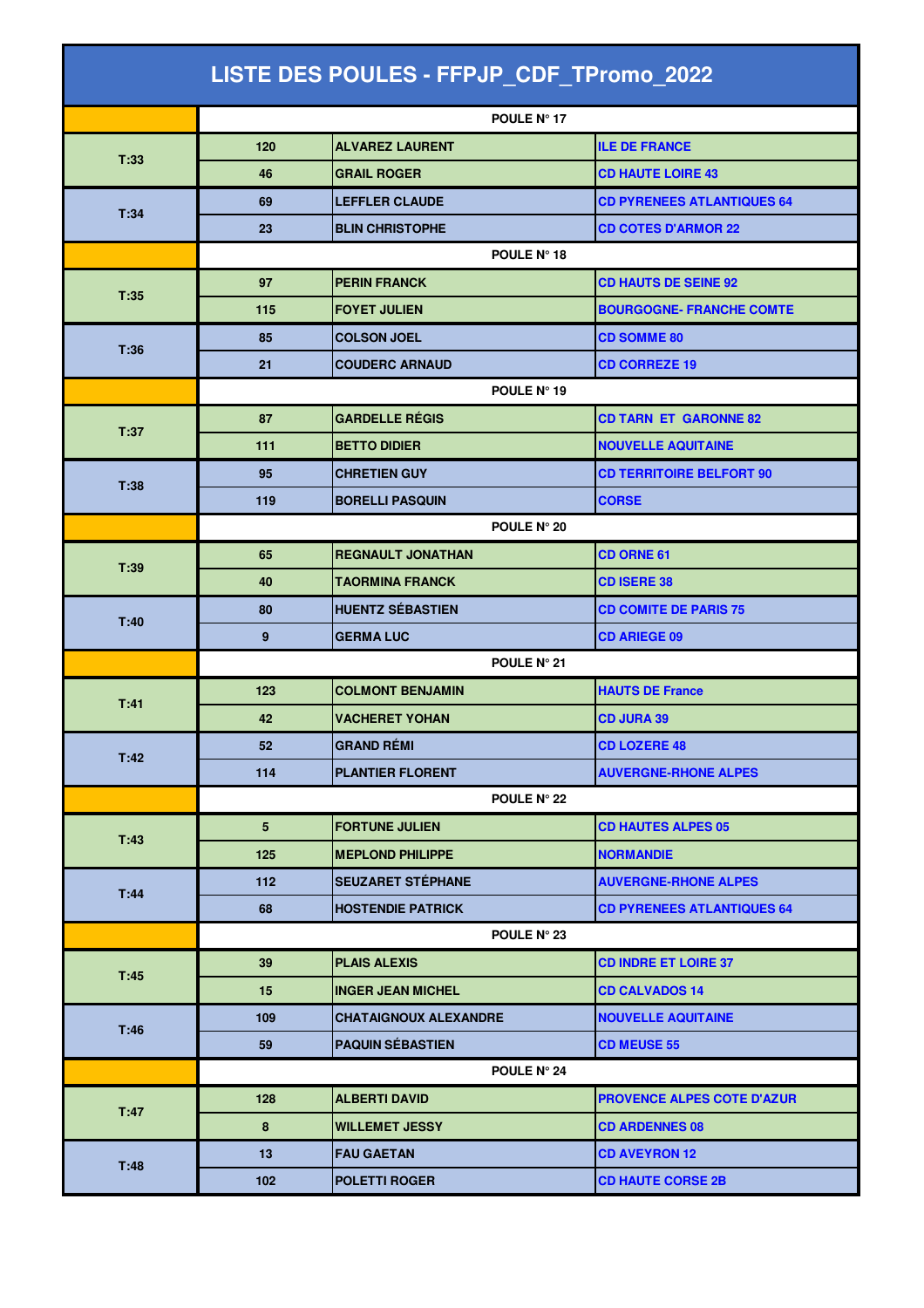# LISTE DES POULES - FFPJP_CDF_TPromo_2022

| | | | |
|---|---|---|---|
| | POULE N° 17 | | |
| T:33 | 120 | ALVAREZ LAURENT | ILE DE FRANCE |
| | 46 | GRAIL ROGER | CD HAUTE LOIRE 43 |
| T:34 | 69 | LEFFLER CLAUDE | CD PYRENEES ATLANTIQUES 64 |
| | 23 | BLIN CHRISTOPHE | CD COTES D'ARMOR 22 |
| | POULE N° 18 | | |
| T:35 | 97 | PERIN FRANCK | CD HAUTS DE SEINE 92 |
| | 115 | FOYET JULIEN | BOURGOGNE- FRANCHE COMTE |
| T:36 | 85 | COLSON JOEL | CD SOMME 80 |
| | 21 | COUDERC ARNAUD | CD CORREZE 19 |
| | POULE N° 19 | | |
| T:37 | 87 | GARDELLE RÉGIS | CD TARN ET GARONNE 82 |
| | 111 | BETTO DIDIER | NOUVELLE AQUITAINE |
| T:38 | 95 | CHRETIEN GUY | CD TERRITOIRE BELFORT 90 |
| | 119 | BORELLI PASQUIN | CORSE |
| | POULE N° 20 | | |
| T:39 | 65 | REGNAULT JONATHAN | CD ORNE 61 |
| | 40 | TAORMINA FRANCK | CD ISERE 38 |
| T:40 | 80 | HUENTZ SÉBASTIEN | CD COMITE DE PARIS 75 |
| | 9 | GERMA LUC | CD ARIEGE 09 |
| | POULE N° 21 | | |
| T:41 | 123 | COLMONT BENJAMIN | HAUTS DE France |
| | 42 | VACHERET YOHAN | CD JURA 39 |
| T:42 | 52 | GRAND RÉMI | CD LOZERE 48 |
| | 114 | PLANTIER FLORENT | AUVERGNE-RHONE ALPES |
| | POULE N° 22 | | |
| T:43 | 5 | FORTUNE JULIEN | CD HAUTES ALPES 05 |
| | 125 | MEPLOND PHILIPPE | NORMANDIE |
| T:44 | 112 | SEUZARET STÉPHANE | AUVERGNE-RHONE ALPES |
| | 68 | HOSTENDIE PATRICK | CD PYRENEES ATLANTIQUES 64 |
| | POULE N° 23 | | |
| T:45 | 39 | PLAIS ALEXIS | CD INDRE ET LOIRE 37 |
| | 15 | INGER JEAN MICHEL | CD CALVADOS 14 |
| T:46 | 109 | CHATAIGNOUX ALEXANDRE | NOUVELLE AQUITAINE |
| | 59 | PAQUIN SÉBASTIEN | CD MEUSE 55 |
| | POULE N° 24 | | |
| T:47 | 128 | ALBERTI DAVID | PROVENCE ALPES COTE D'AZUR |
| | 8 | WILLEMET JESSY | CD ARDENNES 08 |
| T:48 | 13 | FAU GAETAN | CD AVEYRON 12 |
| | 102 | POLETTI ROGER | CD HAUTE CORSE 2B |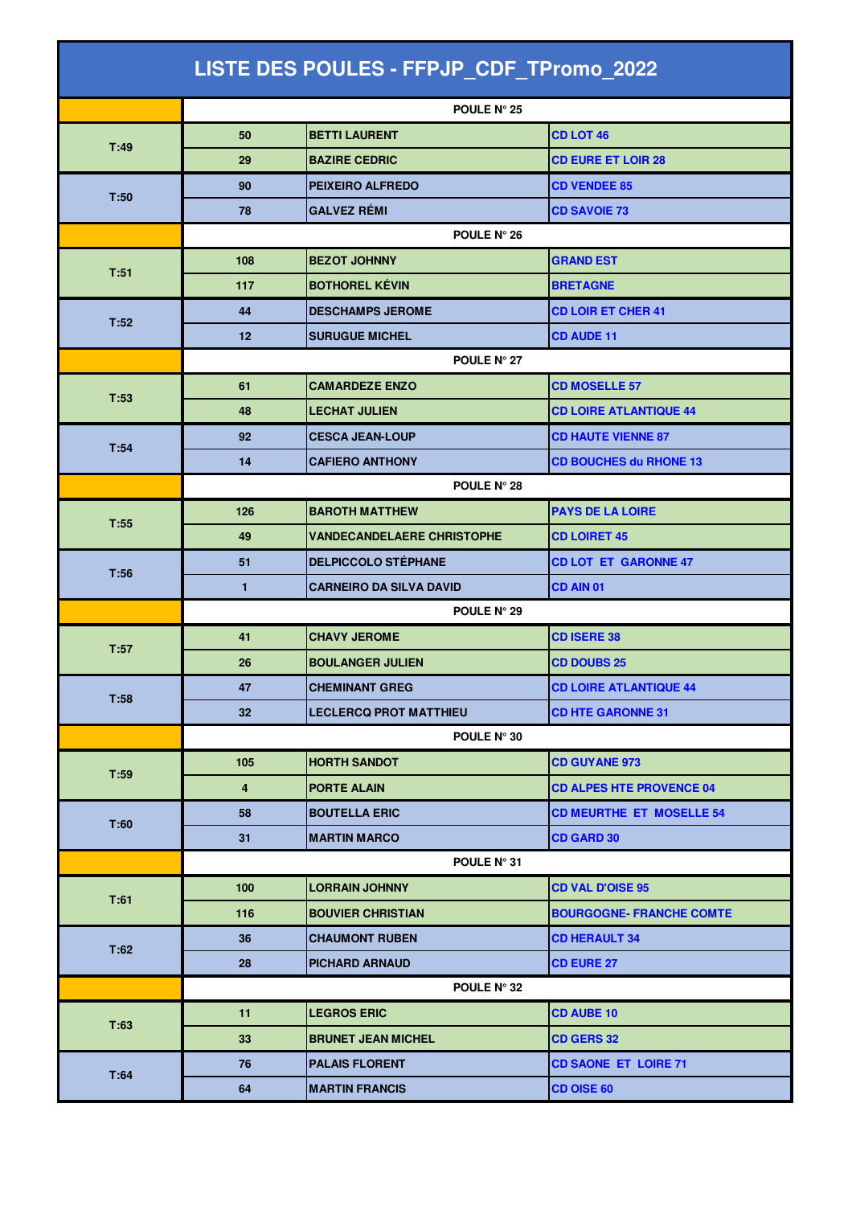# LISTE DES POULES - FFPJP_CDF_TPromo_2022

| | | | |
|---|---|---|---|
| | POULE N° 25 | | |
| T:49 | 50 | BETTI LAURENT | CD LOT 46 |
| | 29 | BAZIRE CEDRIC | CD EURE ET LOIR 28 |
| T:50 | 90 | PEIXEIRO ALFREDO | CD VENDEE 85 |
| | 78 | GALVEZ RÉMI | CD SAVOIE 73 |
| | POULE N° 26 | | |
| T:51 | 108 | BEZOT JOHNNY | GRAND EST |
| | 117 | BOTHOREL KÉVIN | BRETAGNE |
| T:52 | 44 | DESCHAMPS JEROME | CD LOIR ET CHER 41 |
| | 12 | SURUGUE MICHEL | CD AUDE 11 |
| | POULE N° 27 | | |
| T:53 | 61 | CAMARDEZE ENZO | CD MOSELLE 57 |
| | 48 | LECHAT JULIEN | CD LOIRE ATLANTIQUE 44 |
| T:54 | 92 | CESCA JEAN-LOUP | CD HAUTE VIENNE 87 |
| | 14 | CAFIERO ANTHONY | CD BOUCHES du RHONE 13 |
| | POULE N° 28 | | |
| T:55 | 126 | BAROTH MATTHEW | PAYS DE LA LOIRE |
| | 49 | VANDECANDELAERE CHRISTOPHE | CD LOIRET 45 |
| T:56 | 51 | DELPICCOLO STÉPHANE | CD LOT ET GARONNE 47 |
| | 1 | CARNEIRO DA SILVA DAVID | CD AIN 01 |
| | POULE N° 29 | | |
| T:57 | 41 | CHAVY JEROME | CD ISERE 38 |
| | 26 | BOULANGER JULIEN | CD DOUBS 25 |
| T:58 | 47 | CHEMINANT GREG | CD LOIRE ATLANTIQUE 44 |
| | 32 | LECLERCQ PROT MATTHIEU | CD HTE GARONNE 31 |
| | POULE N° 30 | | |
| T:59 | 105 | HORTH SANDOT | CD GUYANE 973 |
| | 4 | PORTE ALAIN | CD ALPES HTE PROVENCE 04 |
| T:60 | 58 | BOUTELLA ERIC | CD MEURTHE ET MOSELLE 54 |
| | 31 | MARTIN MARCO | CD GARD 30 |
| | POULE N° 31 | | |
| T:61 | 100 | LORRAIN JOHNNY | CD VAL D'OISE 95 |
| | 116 | BOUVIER CHRISTIAN | BOURGOGNE- FRANCHE COMTE |
| T:62 | 36 | CHAUMONT RUBEN | CD HERAULT 34 |
| | 28 | PICHARD ARNAUD | CD EURE 27 |
| | POULE N° 32 | | |
| T:63 | 11 | LEGROS ERIC | CD AUBE 10 |
| | 33 | BRUNET JEAN MICHEL | CD GERS 32 |
| T:64 | 76 | PALAIS FLORENT | CD SAONE ET LOIRE 71 |
| | 64 | MARTIN FRANCIS | CD OISE 60 |